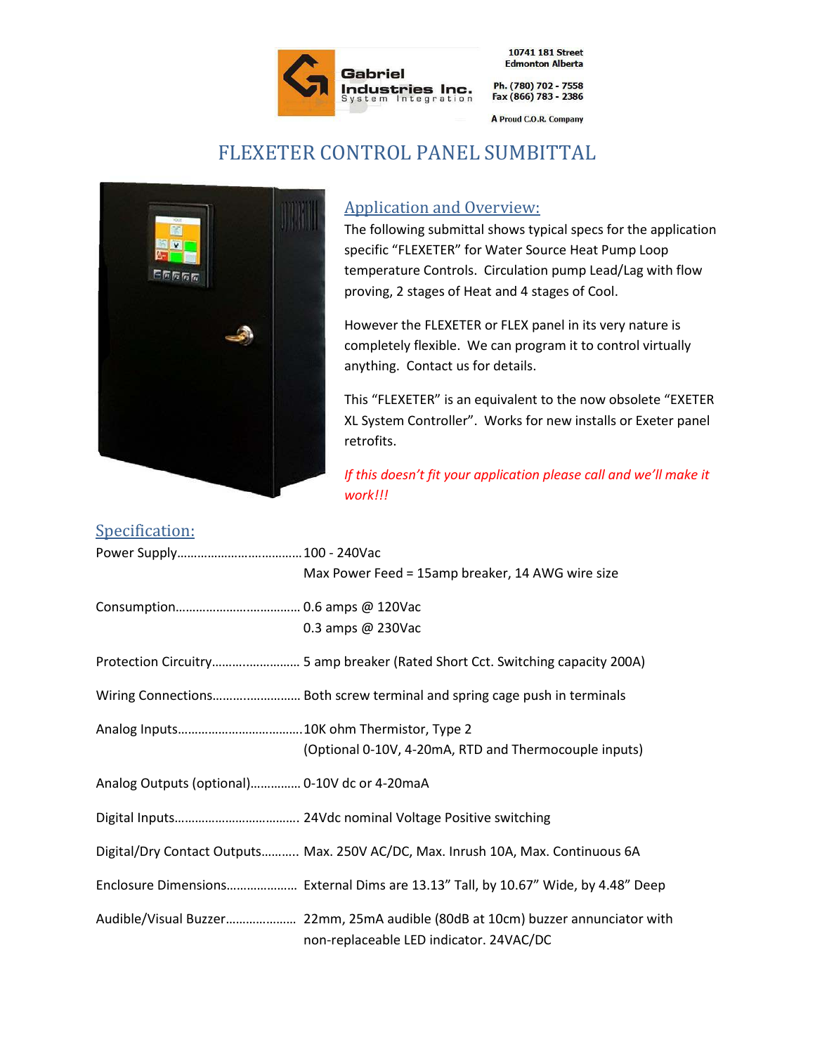Gabriel Industries Inc.
System Integration

10741 181 Street
Edmonton Alberta

Ph. (780) 702 - 7558
Fax (866) 783 - 2386

A Proud C.O.R. Company

# FLEXETER CONTROL PANEL SUMBITTAL

## Application and Overview:

The following submittal shows typical specs for the application specific "FLEXETER" for Water Source Heat Pump Loop temperature Controls. Circulation pump Lead/Lag with flow proving, 2 stages of Heat and 4 stages of Cool.

However the FLEXETER or FLEX panel in its very nature is completely flexible. We can program it to control virtually anything. Contact us for details.

This "FLEXETER" is an equivalent to the now obsolete "EXETER XL System Controller". Works for new installs or Exeter panel retrofits.

*If this doesn't fit your application please call and we'll make it work!!!*

## Specification:

Power Supply………………………………100 - 240Vac
Max Power Feed = 15amp breaker, 14 AWG wire size

Consumption……………………………… 0.6 amps @ 120Vac
0.3 amps @ 230Vac

Protection Circuitry……………………… 5 amp breaker (Rated Short Cct. Switching capacity 200A)

Wiring Connections……………………… Both screw terminal and spring cage push in terminals

Analog Inputs………………………………10K ohm Thermistor, Type 2
(Optional 0-10V, 4-20mA, RTD and Thermocouple inputs)

Analog Outputs (optional)…………… 0-10V dc or 4-20maA

Digital Inputs……………………………… 24Vdc nominal Voltage Positive switching

Digital/Dry Contact Outputs……….. Max. 250V AC/DC, Max. Inrush 10A, Max. Continuous 6A

Enclosure Dimensions………………… External Dims are 13.13" Tall, by 10.67" Wide, by 4.48" Deep

Audible/Visual Buzzer………………… 22mm, 25mA audible (80dB at 10cm) buzzer annunciator with non-replaceable LED indicator. 24VAC/DC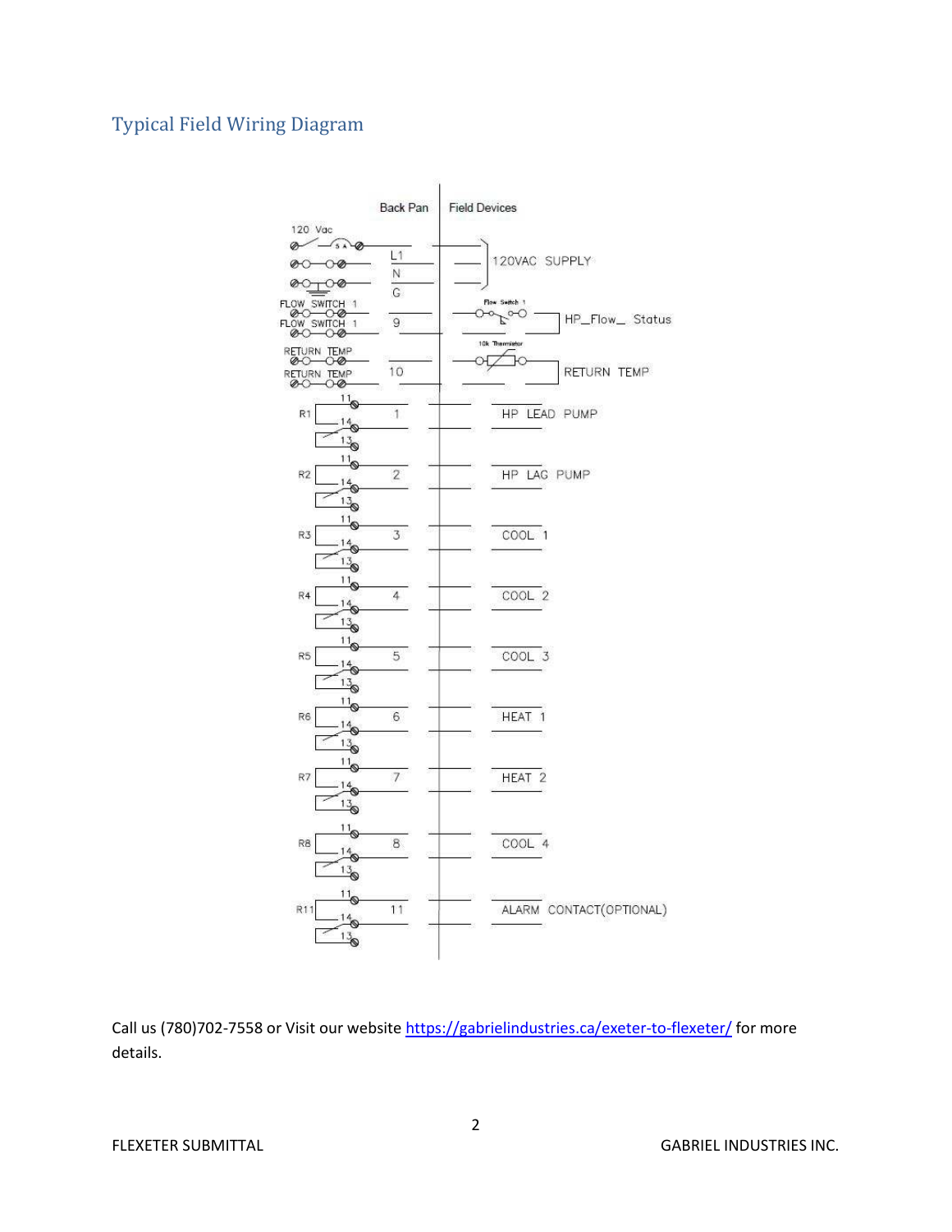## Typical Field Wiring Diagram

Back Pan

Field Devices

120 Vac

5 A

L1

N

G

120VAC SUPPLY

FLOW SWITCH 1

FLOW SWITCH 1

9

Flow Switch 1

HP_Flow_ Status

RETURN TEMP

RETURN TEMP

10

10k Thermistor

RETURN TEMP

R1

11

14

13

1

HP LEAD PUMP

R2

11

14

13

2

HP LAG PUMP

R3

11

14

13

3

COOL 1

R4

11

14

13

4

COOL 2

R5

11

14

13

5

COOL 3

R6

11

14

13

6

HEAT 1

R7

11

14

13

7

HEAT 2

R8

11

14

13

8

COOL 4

R11

11

14

13

11

ALARM CONTACT(OPTIONAL)

Call us (780)702-7558 or Visit our website https://gabrielindustries.ca/exeter-to-flexeter/ for more details.